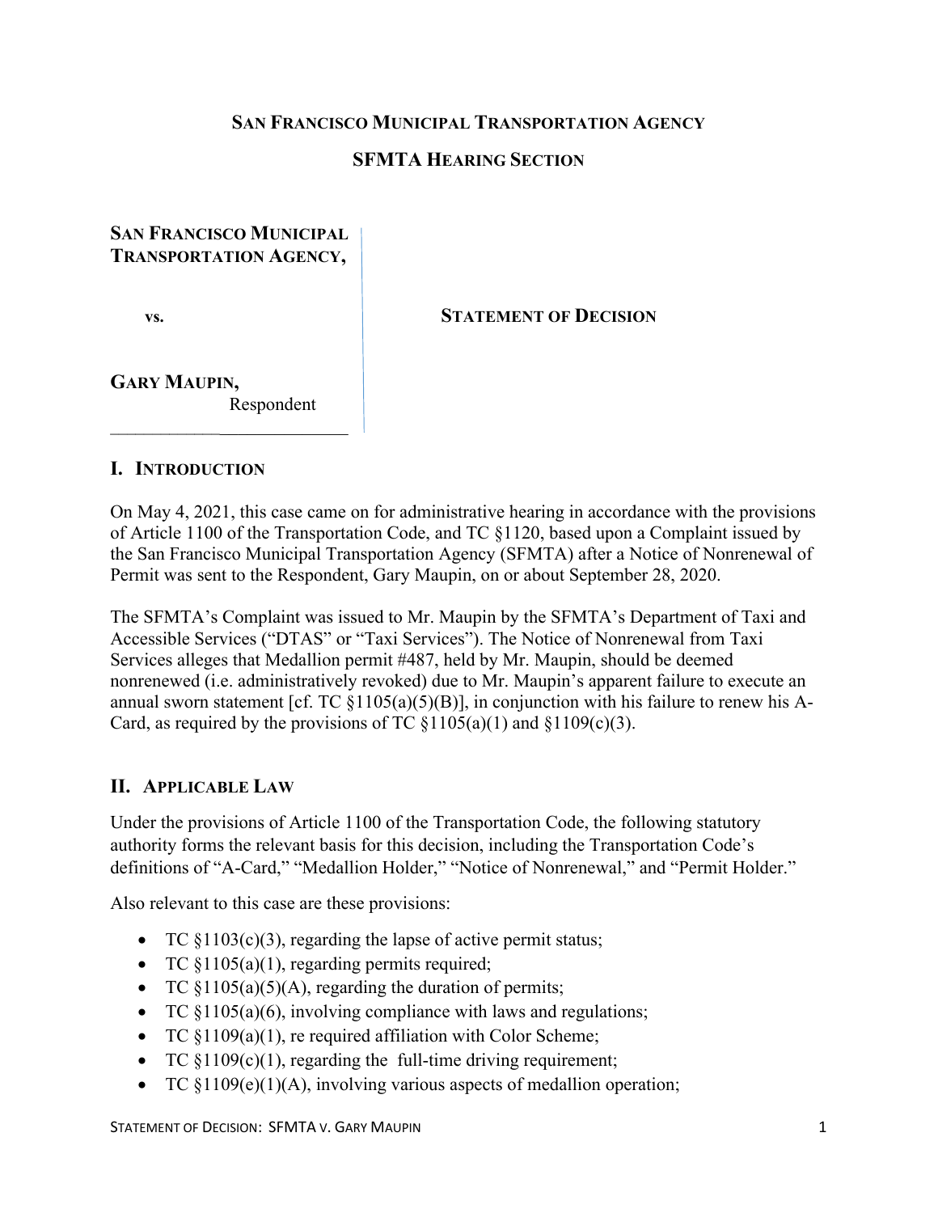**SAN FRANCISCO MUNICIPAL TRANSPORTATION AGENCY**

**SFMTA HEARING SECTION**

**SAN FRANCISCO MUNICIPAL TRANSPORTATION AGENCY,**

**vs.**

**GARY MAUPIN,**
Respondent

**STATEMENT OF DECISION**

## I. INTRODUCTION

On May 4, 2021, this case came on for administrative hearing in accordance with the provisions of Article 1100 of the Transportation Code, and TC §1120, based upon a Complaint issued by the San Francisco Municipal Transportation Agency (SFMTA) after a Notice of Nonrenewal of Permit was sent to the Respondent, Gary Maupin, on or about September 28, 2020.

The SFMTA's Complaint was issued to Mr. Maupin by the SFMTA's Department of Taxi and Accessible Services ("DTAS" or "Taxi Services"). The Notice of Nonrenewal from Taxi Services alleges that Medallion permit #487, held by Mr. Maupin, should be deemed nonrenewed (i.e. administratively revoked) due to Mr. Maupin's apparent failure to execute an annual sworn statement [cf. TC §1105(a)(5)(B)], in conjunction with his failure to renew his A-Card, as required by the provisions of TC §1105(a)(1) and §1109(c)(3).

## II. APPLICABLE LAW

Under the provisions of Article 1100 of the Transportation Code, the following statutory authority forms the relevant basis for this decision, including the Transportation Code's definitions of "A-Card," "Medallion Holder," "Notice of Nonrenewal," and "Permit Holder."

Also relevant to this case are these provisions:

- TC §1103(c)(3), regarding the lapse of active permit status;
- TC §1105(a)(1), regarding permits required;
- TC §1105(a)(5)(A), regarding the duration of permits;
- TC §1105(a)(6), involving compliance with laws and regulations;
- TC §1109(a)(1), re required affiliation with Color Scheme;
- TC §1109(c)(1), regarding the full-time driving requirement;
- TC §1109(e)(1)(A), involving various aspects of medallion operation;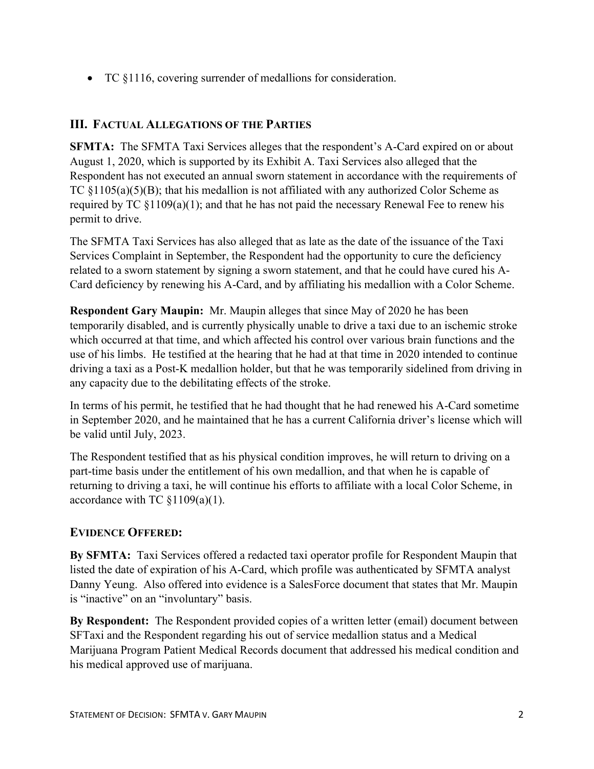- TC §1116, covering surrender of medallions for consideration.

## III. Factual Allegations of the Parties

**SFMTA:** The SFMTA Taxi Services alleges that the respondent's A-Card expired on or about August 1, 2020, which is supported by its Exhibit A. Taxi Services also alleged that the Respondent has not executed an annual sworn statement in accordance with the requirements of TC §1105(a)(5)(B); that his medallion is not affiliated with any authorized Color Scheme as required by TC §1109(a)(1); and that he has not paid the necessary Renewal Fee to renew his permit to drive.

The SFMTA Taxi Services has also alleged that as late as the date of the issuance of the Taxi Services Complaint in September, the Respondent had the opportunity to cure the deficiency related to a sworn statement by signing a sworn statement, and that he could have cured his A-Card deficiency by renewing his A-Card, and by affiliating his medallion with a Color Scheme.

**Respondent Gary Maupin:** Mr. Maupin alleges that since May of 2020 he has been temporarily disabled, and is currently physically unable to drive a taxi due to an ischemic stroke which occurred at that time, and which affected his control over various brain functions and the use of his limbs. He testified at the hearing that he had at that time in 2020 intended to continue driving a taxi as a Post-K medallion holder, but that he was temporarily sidelined from driving in any capacity due to the debilitating effects of the stroke.

In terms of his permit, he testified that he had thought that he had renewed his A-Card sometime in September 2020, and he maintained that he has a current California driver's license which will be valid until July, 2023.

The Respondent testified that as his physical condition improves, he will return to driving on a part-time basis under the entitlement of his own medallion, and that when he is capable of returning to driving a taxi, he will continue his efforts to affiliate with a local Color Scheme, in accordance with TC §1109(a)(1).

### Evidence Offered:

**By SFMTA:** Taxi Services offered a redacted taxi operator profile for Respondent Maupin that listed the date of expiration of his A-Card, which profile was authenticated by SFMTA analyst Danny Yeung. Also offered into evidence is a SalesForce document that states that Mr. Maupin is "inactive" on an "involuntary" basis.

**By Respondent:** The Respondent provided copies of a written letter (email) document between SFTaxi and the Respondent regarding his out of service medallion status and a Medical Marijuana Program Patient Medical Records document that addressed his medical condition and his medical approved use of marijuana.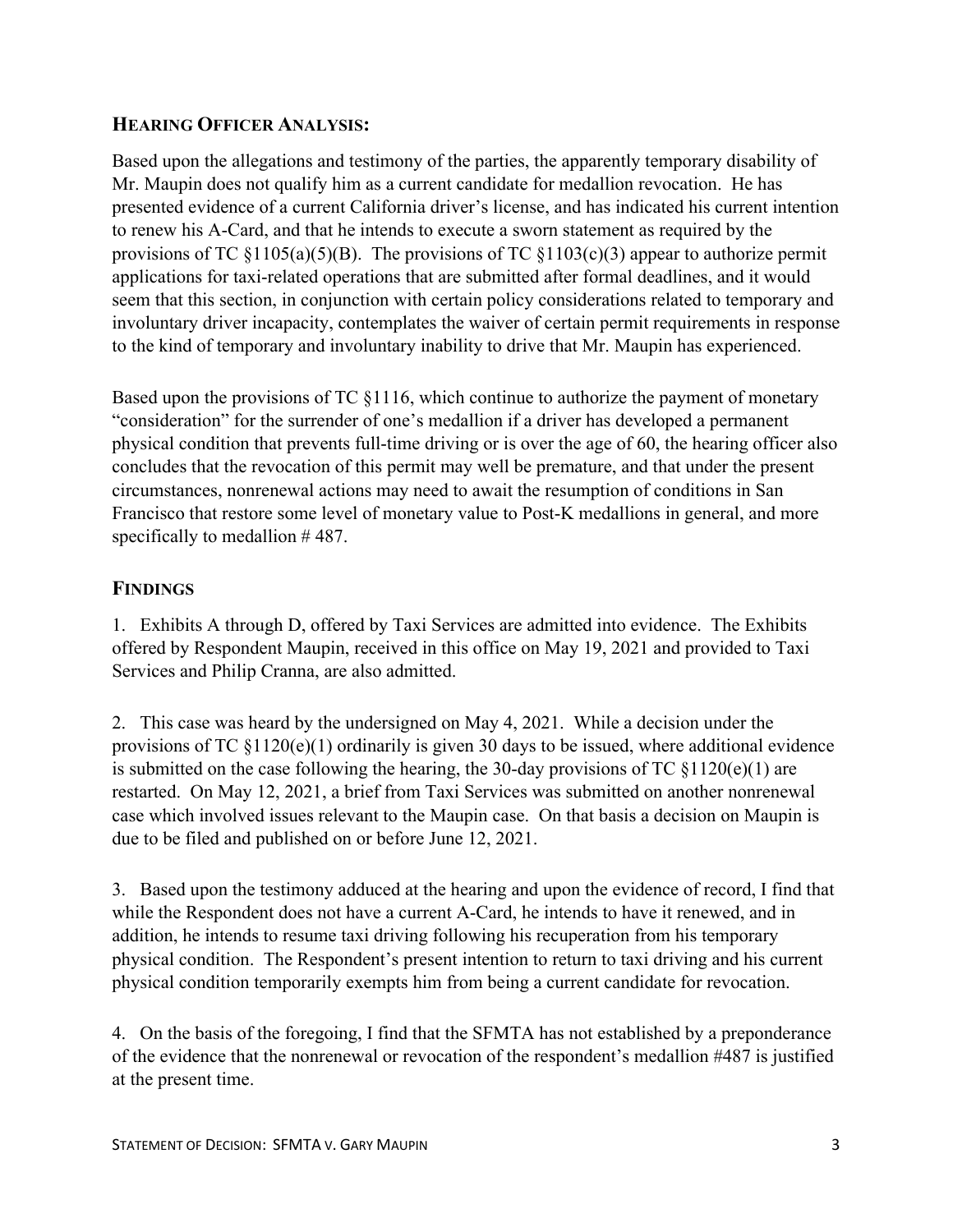## HEARING OFFICER ANALYSIS:

Based upon the allegations and testimony of the parties, the apparently temporary disability of Mr. Maupin does not qualify him as a current candidate for medallion revocation. He has presented evidence of a current California driver's license, and has indicated his current intention to renew his A-Card, and that he intends to execute a sworn statement as required by the provisions of TC §1105(a)(5)(B). The provisions of TC §1103(c)(3) appear to authorize permit applications for taxi-related operations that are submitted after formal deadlines, and it would seem that this section, in conjunction with certain policy considerations related to temporary and involuntary driver incapacity, contemplates the waiver of certain permit requirements in response to the kind of temporary and involuntary inability to drive that Mr. Maupin has experienced.

Based upon the provisions of TC §1116, which continue to authorize the payment of monetary "consideration" for the surrender of one's medallion if a driver has developed a permanent physical condition that prevents full-time driving or is over the age of 60, the hearing officer also concludes that the revocation of this permit may well be premature, and that under the present circumstances, nonrenewal actions may need to await the resumption of conditions in San Francisco that restore some level of monetary value to Post-K medallions in general, and more specifically to medallion # 487.

## FINDINGS

1. Exhibits A through D, offered by Taxi Services are admitted into evidence. The Exhibits offered by Respondent Maupin, received in this office on May 19, 2021 and provided to Taxi Services and Philip Cranna, are also admitted.

2. This case was heard by the undersigned on May 4, 2021. While a decision under the provisions of TC §1120(e)(1) ordinarily is given 30 days to be issued, where additional evidence is submitted on the case following the hearing, the 30-day provisions of TC §1120(e)(1) are restarted. On May 12, 2021, a brief from Taxi Services was submitted on another nonrenewal case which involved issues relevant to the Maupin case. On that basis a decision on Maupin is due to be filed and published on or before June 12, 2021.

3. Based upon the testimony adduced at the hearing and upon the evidence of record, I find that while the Respondent does not have a current A-Card, he intends to have it renewed, and in addition, he intends to resume taxi driving following his recuperation from his temporary physical condition. The Respondent's present intention to return to taxi driving and his current physical condition temporarily exempts him from being a current candidate for revocation.

4. On the basis of the foregoing, I find that the SFMTA has not established by a preponderance of the evidence that the nonrenewal or revocation of the respondent's medallion #487 is justified at the present time.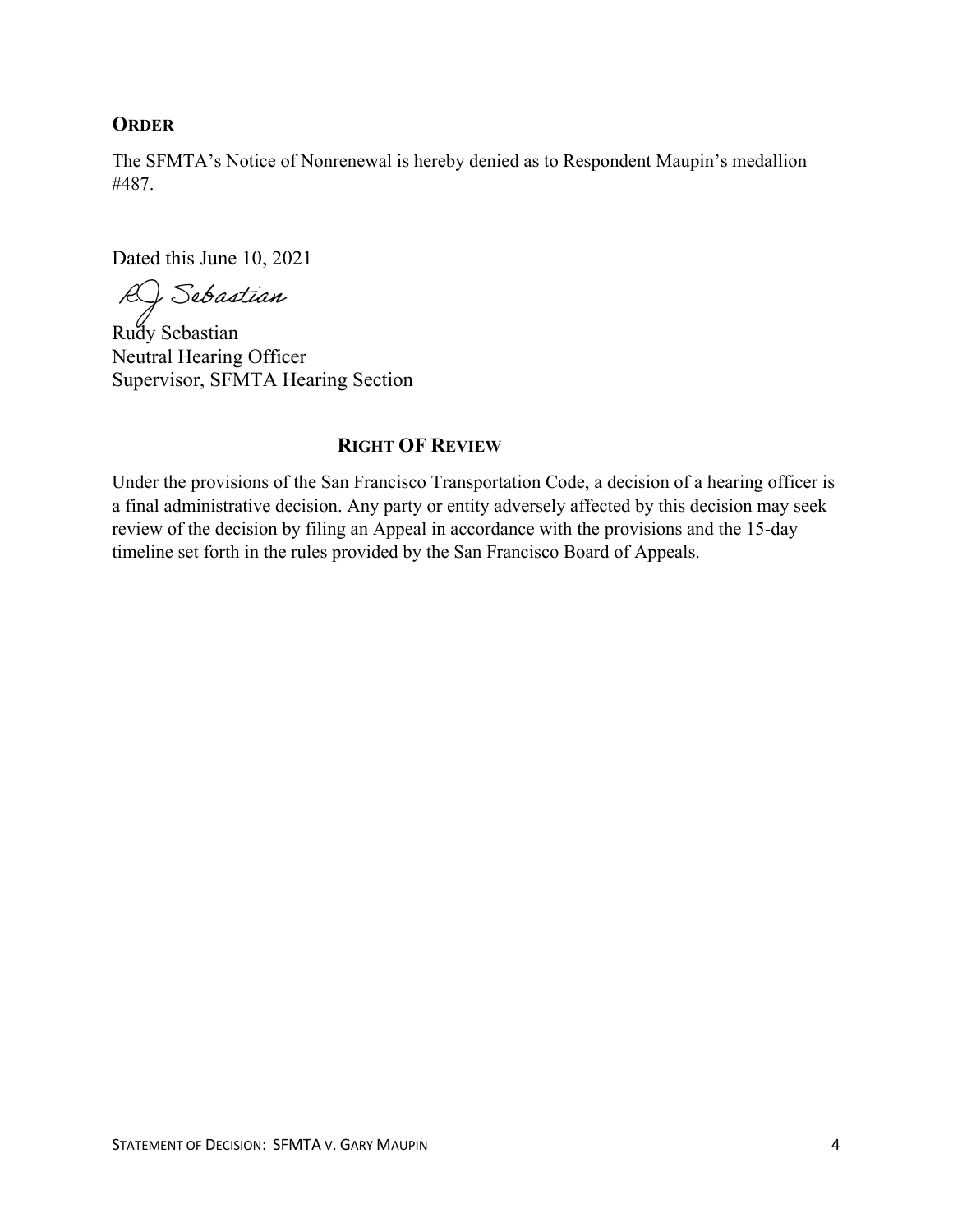## ORDER

The SFMTA's Notice of Nonrenewal is hereby denied as to Respondent Maupin's medallion #487.

Dated this June 10, 2021

RJ Sebastian

Rudy Sebastian
Neutral Hearing Officer
Supervisor, SFMTA Hearing Section

## RIGHT OF REVIEW

Under the provisions of the San Francisco Transportation Code, a decision of a hearing officer is a final administrative decision. Any party or entity adversely affected by this decision may seek review of the decision by filing an Appeal in accordance with the provisions and the 15-day timeline set forth in the rules provided by the San Francisco Board of Appeals.